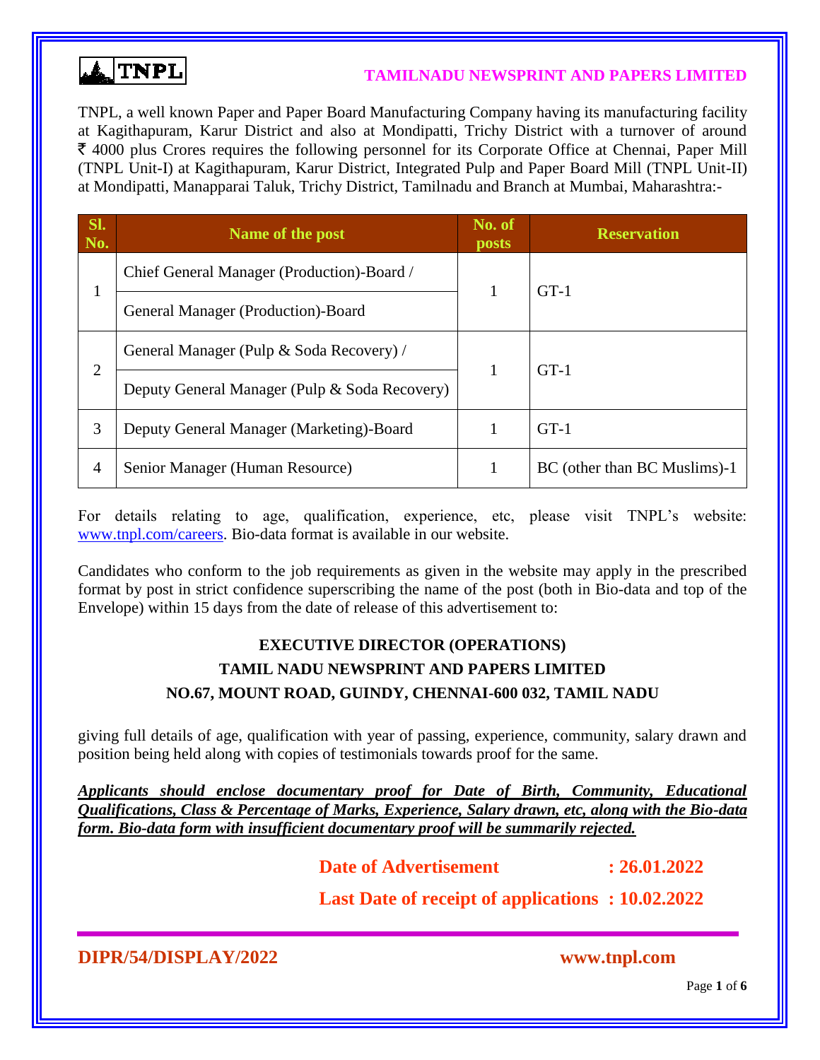TNPL

# TAMILNADU NEWSPRINT AND PAPERS LIMITED

TNPL, a well known Paper and Paper Board Manufacturing Company having its manufacturing facility at Kagithapuram, Karur District and also at Mondipatti, Trichy District with a turnover of around ₹ 4000 plus Crores requires the following personnel for its Corporate Office at Chennai, Paper Mill (TNPL Unit-I) at Kagithapuram, Karur District, Integrated Pulp and Paper Board Mill (TNPL Unit-II) at Mondipatti, Manapparai Taluk, Trichy District, Tamilnadu and Branch at Mumbai, Maharashtra:-

| Sl. No. | Name of the post | No. of posts | Reservation |
|---|---|---|---|
| 1 | Chief General Manager (Production)-Board / General Manager (Production)-Board | 1 | GT-1 |
| 2 | General Manager (Pulp & Soda Recovery) / Deputy General Manager (Pulp & Soda Recovery) | 1 | GT-1 |
| 3 | Deputy General Manager (Marketing)-Board | 1 | GT-1 |
| 4 | Senior Manager (Human Resource) | 1 | BC (other than BC Muslims)-1 |

For details relating to age, qualification, experience, etc, please visit TNPL's website: www.tnpl.com/careers. Bio-data format is available in our website.

Candidates who conform to the job requirements as given in the website may apply in the prescribed format by post in strict confidence superscribing the name of the post (both in Bio-data and top of the Envelope) within 15 days from the date of release of this advertisement to:

**EXECUTIVE DIRECTOR (OPERATIONS)**
**TAMIL NADU NEWSPRINT AND PAPERS LIMITED**
**NO.67, MOUNT ROAD, GUINDY, CHENNAI-600 032, TAMIL NADU**

giving full details of age, qualification with year of passing, experience, community, salary drawn and position being held along with copies of testimonials towards proof for the same.

***Applicants should enclose documentary proof for Date of Birth, Community, Educational Qualifications, Class & Percentage of Marks, Experience, Salary drawn, etc, along with the Bio-data form. Bio-data form with insufficient documentary proof will be summarily rejected.***

**Date of Advertisement : 26.01.2022**

**Last Date of receipt of applications : 10.02.2022**

**DIPR/54/DISPLAY/2022** **www.tnpl.com**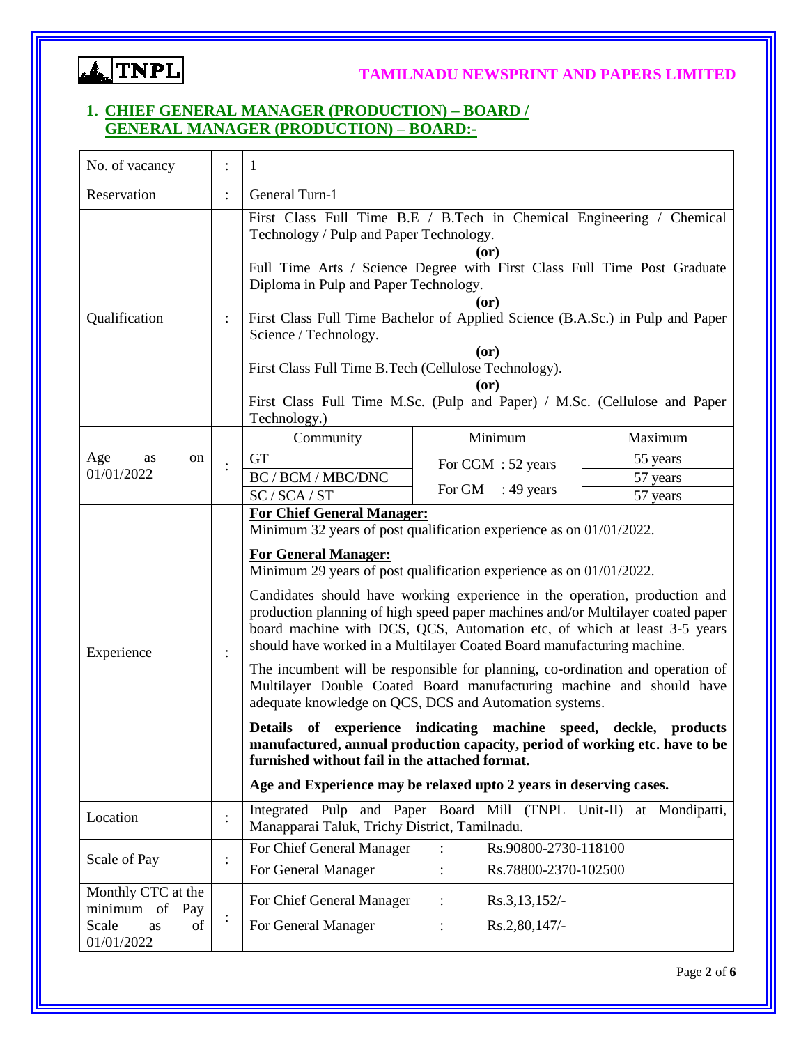## 1. CHIEF GENERAL MANAGER (PRODUCTION) – BOARD / GENERAL MANAGER (PRODUCTION) – BOARD:-

| | | | | |
|---|---|---|---|---|
| No. of vacancy | : | 1 | | |
| Reservation | : | General Turn-1 | | |
| Qualification | : | First Class Full Time B.E / B.Tech in Chemical Engineering / Chemical Technology / Pulp and Paper Technology. **(or)** Full Time Arts / Science Degree with First Class Full Time Post Graduate Diploma in Pulp and Paper Technology. **(or)** First Class Full Time Bachelor of Applied Science (B.A.Sc.) in Pulp and Paper Science / Technology. **(or)** First Class Full Time B.Tech (Cellulose Technology). **(or)** First Class Full Time M.Sc. (Pulp and Paper) / M.Sc. (Cellulose and Paper Technology.) | | |
| Age as on 01/01/2022 | : | Community | Minimum | Maximum |
| | | GT | For CGM : 52 years<br>For GM : 49 years | 55 years |
| | | BC / BCM / MBC/DNC | | 57 years |
| | | SC / SCA / ST | | 57 years |
| Experience | : | **For Chief General Manager:** Minimum 32 years of post qualification experience as on 01/01/2022.<br><br>**For General Manager:** Minimum 29 years of post qualification experience as on 01/01/2022.<br><br>Candidates should have working experience in the operation, production and production planning of high speed paper machines and/or Multilayer coated paper board machine with DCS, QCS, Automation etc, of which at least 3-5 years should have worked in a Multilayer Coated Board manufacturing machine.<br><br>The incumbent will be responsible for planning, co-ordination and operation of Multilayer Double Coated Board manufacturing machine and should have adequate knowledge on QCS, DCS and Automation systems.<br><br>**Details of experience indicating machine speed, deckle, products manufactured, annual production capacity, period of working etc. have to be furnished without fail in the attached format.**<br><br>**Age and Experience may be relaxed upto 2 years in deserving cases.** | | |
| Location | : | Integrated Pulp and Paper Board Mill (TNPL Unit-II) at Mondipatti, Manapparai Taluk, Trichy District, Tamilnadu. | | |
| Scale of Pay | : | For Chief General Manager : Rs.90800-2730-118100<br>For General Manager : Rs.78800-2370-102500 | | |
| Monthly CTC at the minimum of Pay Scale as of 01/01/2022 | : | For Chief General Manager : Rs.3,13,152/-<br>For General Manager : Rs.2,80,147/- | | |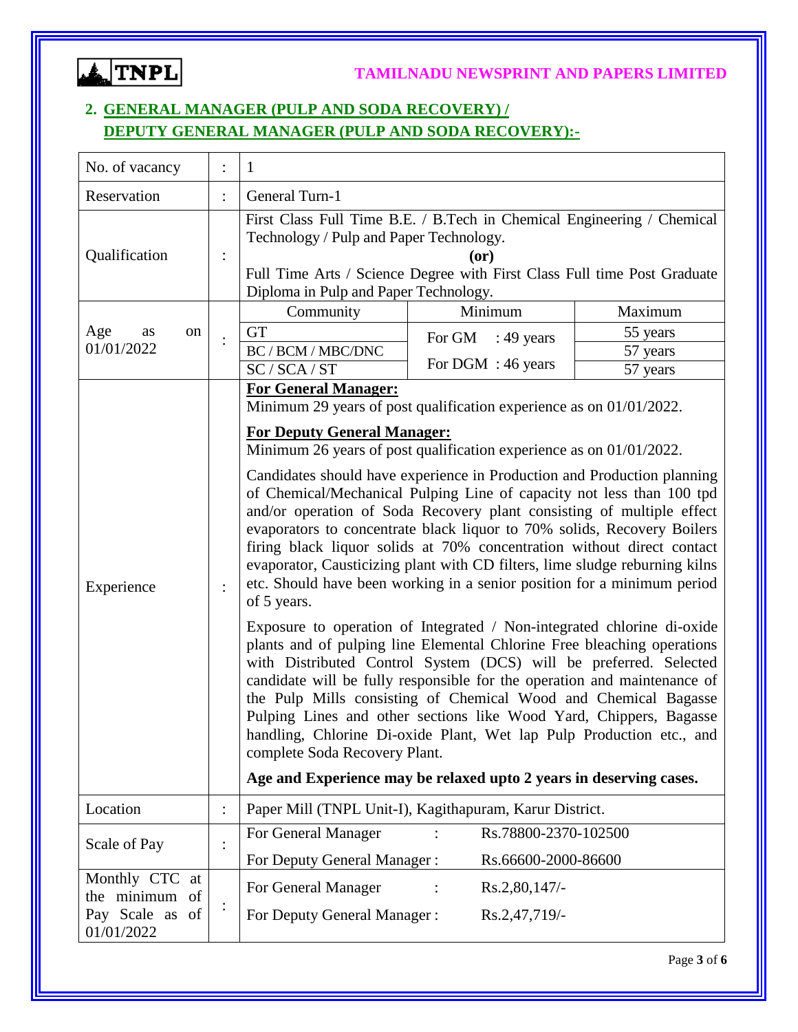## 2. GENERAL MANAGER (PULP AND SODA RECOVERY) / DEPUTY GENERAL MANAGER (PULP AND SODA RECOVERY):-

| | | | | |
|---|---|---|---|---|
| No. of vacancy | : | 1 | | |
| Reservation | : | General Turn-1 | | |
| Qualification | : | First Class Full Time B.E. / B.Tech in Chemical Engineering / Chemical Technology / Pulp and Paper Technology.<br>**(or)**<br>Full Time Arts / Science Degree with First Class Full time Post Graduate Diploma in Pulp and Paper Technology. | | |
| Age as on 01/01/2022 | : | Community | Minimum | Maximum |
| | | GT | For GM : 49 years<br>For DGM : 46 years | 55 years |
| | | BC / BCM / MBC/DNC | | 57 years |
| | | SC / SCA / ST | | 57 years |
| Experience | : | **For General Manager:**<br>Minimum 29 years of post qualification experience as on 01/01/2022.<br>**For Deputy General Manager:**<br>Minimum 26 years of post qualification experience as on 01/01/2022.<br>Candidates should have experience in Production and Production planning of Chemical/Mechanical Pulping Line of capacity not less than 100 tpd and/or operation of Soda Recovery plant consisting of multiple effect evaporators to concentrate black liquor to 70% solids, Recovery Boilers firing black liquor solids at 70% concentration without direct contact evaporator, Causticizing plant with CD filters, lime sludge reburning kilns etc. Should have been working in a senior position for a minimum period of 5 years.<br>Exposure to operation of Integrated / Non-integrated chlorine di-oxide plants and of pulping line Elemental Chlorine Free bleaching operations with Distributed Control System (DCS) will be preferred. Selected candidate will be fully responsible for the operation and maintenance of the Pulp Mills consisting of Chemical Wood and Chemical Bagasse Pulping Lines and other sections like Wood Yard, Chippers, Bagasse handling, Chlorine Di-oxide Plant, Wet lap Pulp Production etc., and complete Soda Recovery Plant.<br>**Age and Experience may be relaxed upto 2 years in deserving cases.** | | |
| Location | : | Paper Mill (TNPL Unit-I), Kagithapuram, Karur District. | | |
| Scale of Pay | : | For General Manager : Rs.78800-2370-102500<br>For Deputy General Manager : Rs.66600-2000-86600 | | |
| Monthly CTC at the minimum of Pay Scale as of 01/01/2022 | : | For General Manager : Rs.2,80,147/-<br>For Deputy General Manager : Rs.2,47,719/- | | |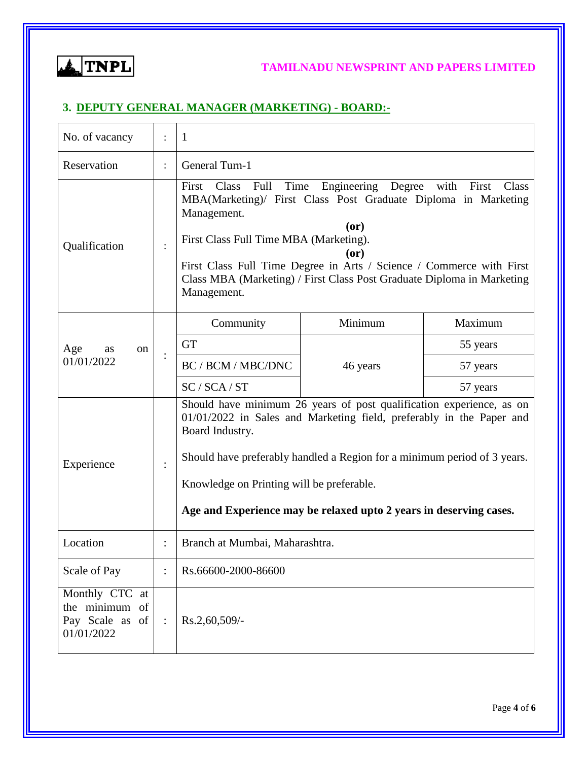TNPL

**TAMILNADU NEWSPRINT AND PAPERS LIMITED**

### 3. DEPUTY GENERAL MANAGER (MARKETING) - BOARD:-

| | | |
|---|---|---|
| No. of vacancy | : | 1 |
| Reservation | : | General Turn-1 |
| Qualification | : | First Class Full Time Engineering Degree with First Class MBA(Marketing)/ First Class Post Graduate Diploma in Marketing Management.<br>**(or)**<br>First Class Full Time MBA (Marketing).<br>**(or)**<br>First Class Full Time Degree in Arts / Science / Commerce with First Class MBA (Marketing) / First Class Post Graduate Diploma in Marketing Management. |
| Age as on 01/01/2022 | : | See table below |
| Experience | : | Should have minimum 26 years of post qualification experience, as on 01/01/2022 in Sales and Marketing field, preferably in the Paper and Board Industry.<br><br>Should have preferably handled a Region for a minimum period of 3 years.<br><br>Knowledge on Printing will be preferable.<br><br>**Age and Experience may be relaxed upto 2 years in deserving cases.** |
| Location | : | Branch at Mumbai, Maharashtra. |
| Scale of Pay | : | Rs.66600-2000-86600 |
| Monthly CTC at the minimum of Pay Scale as of 01/01/2022 | : | Rs.2,60,509/- |

**Age as on 01/01/2022:**

| Community | Minimum | Maximum |
|---|---|---|
| GT | 46 years | 55 years |
| BC / BCM / MBC/DNC | 46 years | 57 years |
| SC / SCA / ST | 46 years | 57 years |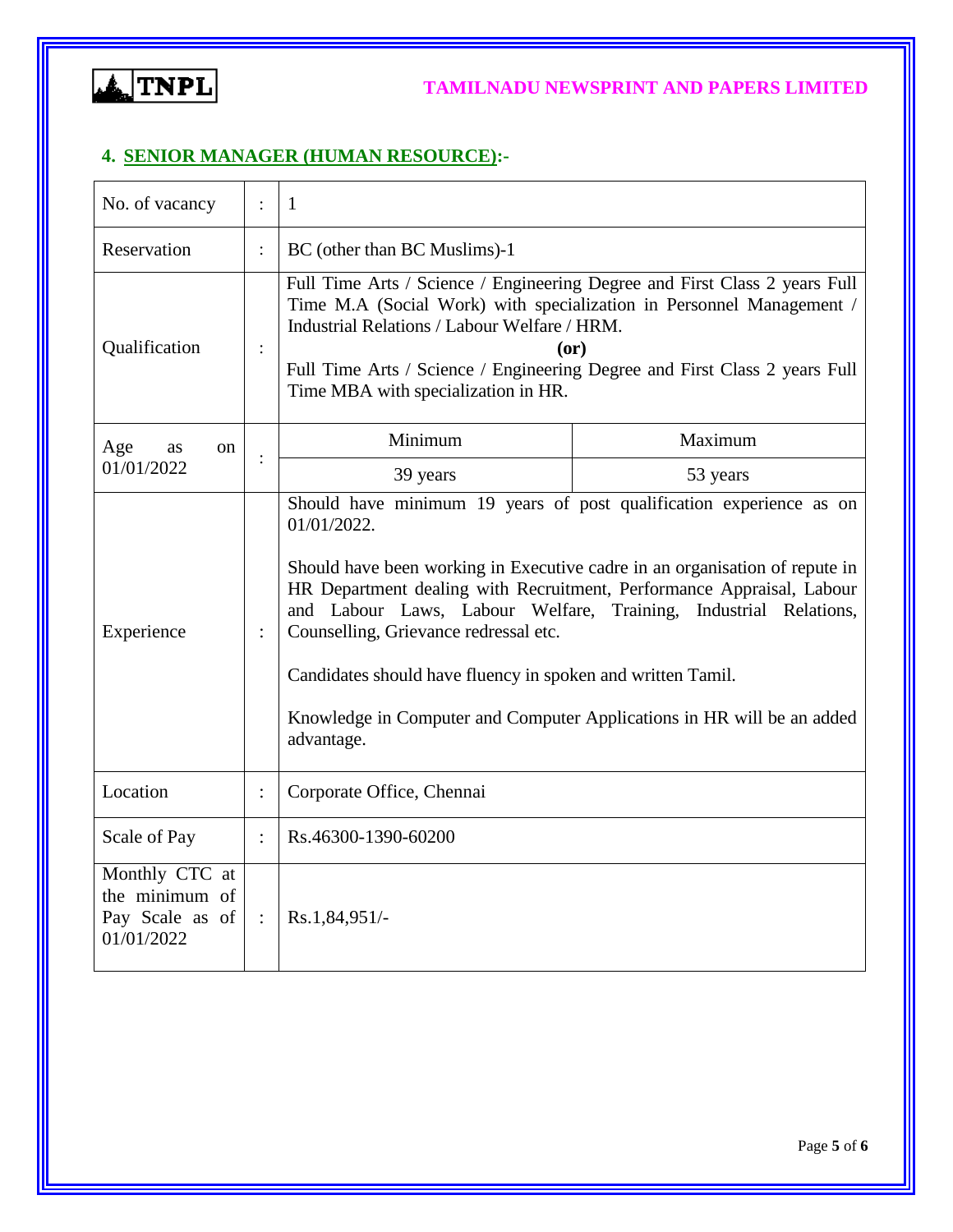## 4. SENIOR MANAGER (HUMAN RESOURCE):-

| | | | |
|---|---|---|---|
| No. of vacancy | : | 1 | |
| Reservation | : | BC (other than BC Muslims)-1 | |
| Qualification | : | Full Time Arts / Science / Engineering Degree and First Class 2 years Full Time M.A (Social Work) with specialization in Personnel Management / Industrial Relations / Labour Welfare / HRM.<br>**(or)**<br>Full Time Arts / Science / Engineering Degree and First Class 2 years Full Time MBA with specialization in HR. | |
| Age as on 01/01/2022 | : | Minimum | Maximum |
| | | 39 years | 53 years |
| Experience | : | Should have minimum 19 years of post qualification experience as on 01/01/2022.<br><br>Should have been working in Executive cadre in an organisation of repute in HR Department dealing with Recruitment, Performance Appraisal, Labour and Labour Laws, Labour Welfare, Training, Industrial Relations, Counselling, Grievance redressal etc.<br><br>Candidates should have fluency in spoken and written Tamil.<br><br>Knowledge in Computer and Computer Applications in HR will be an added advantage. | |
| Location | : | Corporate Office, Chennai | |
| Scale of Pay | : | Rs.46300-1390-60200 | |
| Monthly CTC at the minimum of Pay Scale as of 01/01/2022 | : | Rs.1,84,951/- | |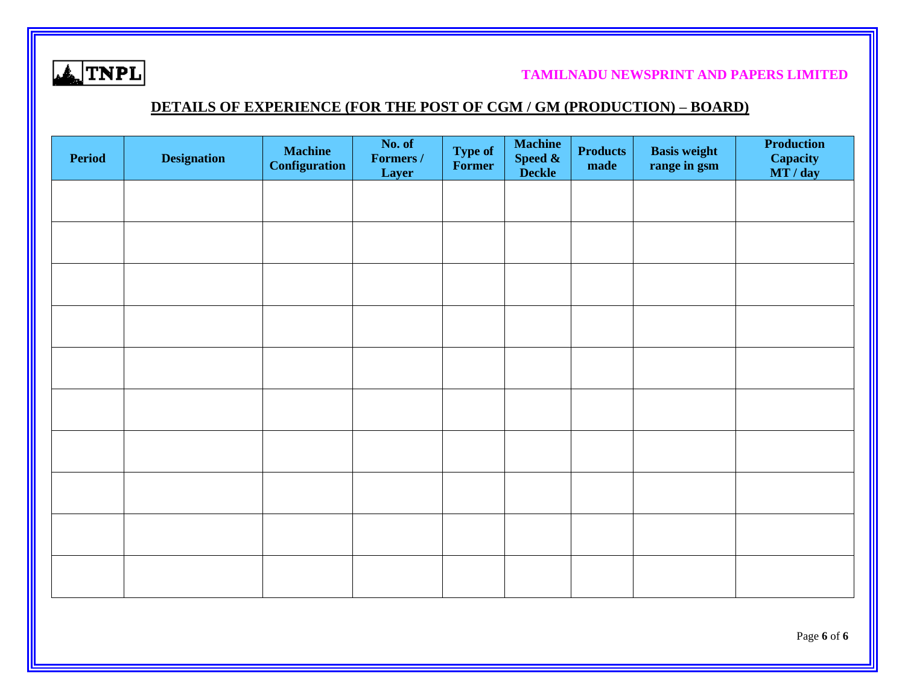TAMILNADU NEWSPRINT AND PAPERS LIMITED

## DETAILS OF EXPERIENCE (FOR THE POST OF CGM / GM (PRODUCTION) – BOARD)

| Period | Designation | Machine Configuration | No. of Formers / Layer | Type of Former | Machine Speed & Deckle | Products made | Basis weight range in gsm | Production Capacity MT / day |
|---|---|---|---|---|---|---|---|---|
| | | | | | | | | |
| | | | | | | | | |
| | | | | | | | | |
| | | | | | | | | |
| | | | | | | | | |
| | | | | | | | | |
| | | | | | | | | |
| | | | | | | | | |
| | | | | | | | | |
| | | | | | | | | |